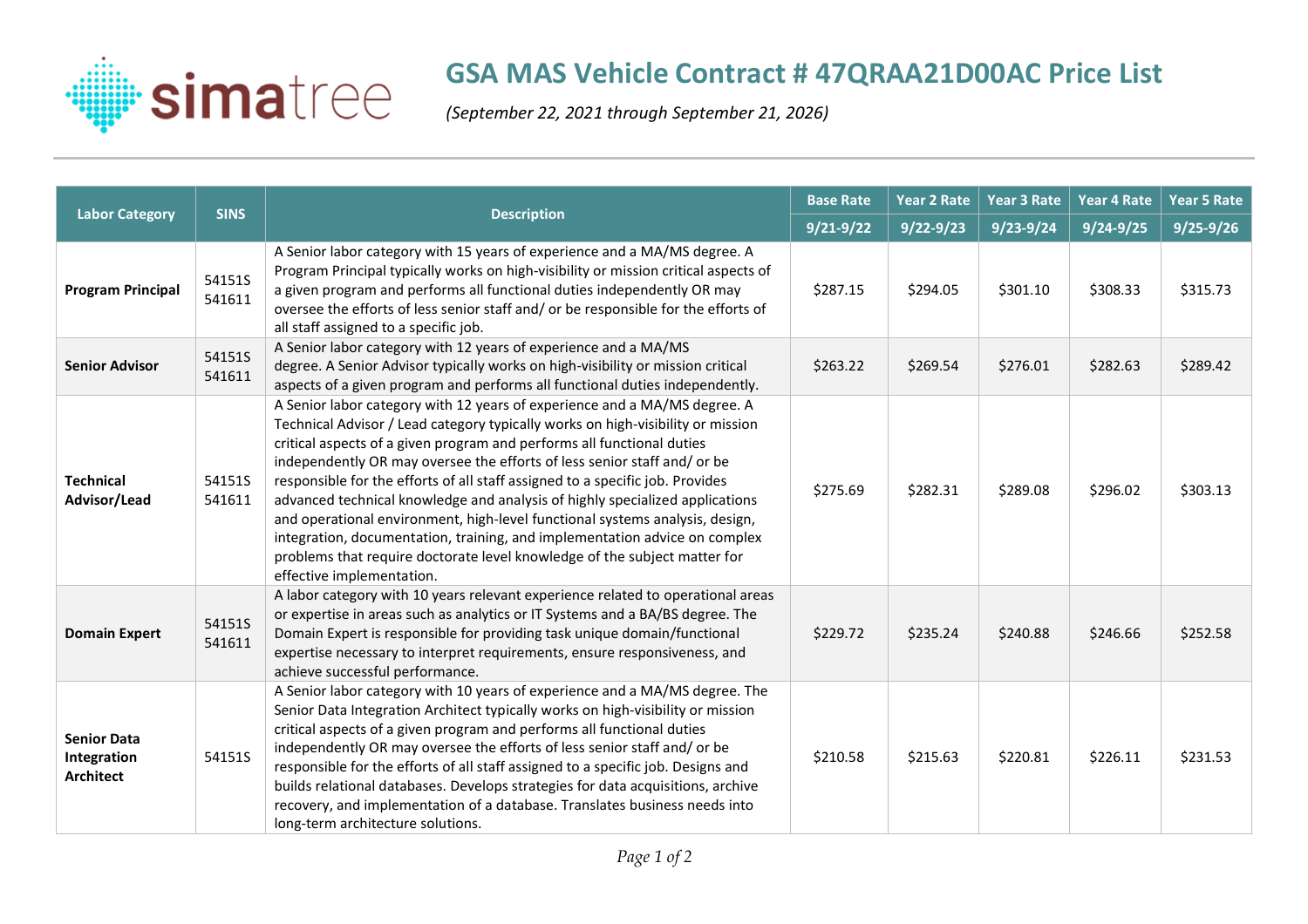# GSA MAS Vehicle Contract # 47QRAA21D00AC Price List

*(September 22, 2021 through September 21, 2026)*

| Labor Category | SINS | Description | Base Rate | Year 2 Rate | Year 3 Rate | Year 4 Rate | Year 5 Rate |
|---|---|---|---|---|---|---|---|
| | | | 9/21-9/22 | 9/22-9/23 | 9/23-9/24 | 9/24-9/25 | 9/25-9/26 |
| **Program Principal** | 54151S 541611 | A Senior labor category with 15 years of experience and a MA/MS degree. A Program Principal typically works on high-visibility or mission critical aspects of a given program and performs all functional duties independently OR may oversee the efforts of less senior staff and/ or be responsible for the efforts of all staff assigned to a specific job. | $287.15 | $294.05 | $301.10 | $308.33 | $315.73 |
| **Senior Advisor** | 54151S 541611 | A Senior labor category with 12 years of experience and a MA/MS degree. A Senior Advisor typically works on high-visibility or mission critical aspects of a given program and performs all functional duties independently. | $263.22 | $269.54 | $276.01 | $282.63 | $289.42 |
| **Technical Advisor/Lead** | 54151S 541611 | A Senior labor category with 12 years of experience and a MA/MS degree. A Technical Advisor / Lead category typically works on high-visibility or mission critical aspects of a given program and performs all functional duties independently OR may oversee the efforts of less senior staff and/ or be responsible for the efforts of all staff assigned to a specific job. Provides advanced technical knowledge and analysis of highly specialized applications and operational environment, high-level functional systems analysis, design, integration, documentation, training, and implementation advice on complex problems that require doctorate level knowledge of the subject matter for effective implementation. | $275.69 | $282.31 | $289.08 | $296.02 | $303.13 |
| **Domain Expert** | 54151S 541611 | A labor category with 10 years relevant experience related to operational areas or expertise in areas such as analytics or IT Systems and a BA/BS degree. The Domain Expert is responsible for providing task unique domain/functional expertise necessary to interpret requirements, ensure responsiveness, and achieve successful performance. | $229.72 | $235.24 | $240.88 | $246.66 | $252.58 |
| **Senior Data Integration Architect** | 54151S | A Senior labor category with 10 years of experience and a MA/MS degree. The Senior Data Integration Architect typically works on high-visibility or mission critical aspects of a given program and performs all functional duties independently OR may oversee the efforts of less senior staff and/ or be responsible for the efforts of all staff assigned to a specific job. Designs and builds relational databases. Develops strategies for data acquisitions, archive recovery, and implementation of a database. Translates business needs into long-term architecture solutions. | $210.58 | $215.63 | $220.81 | $226.11 | $231.53 |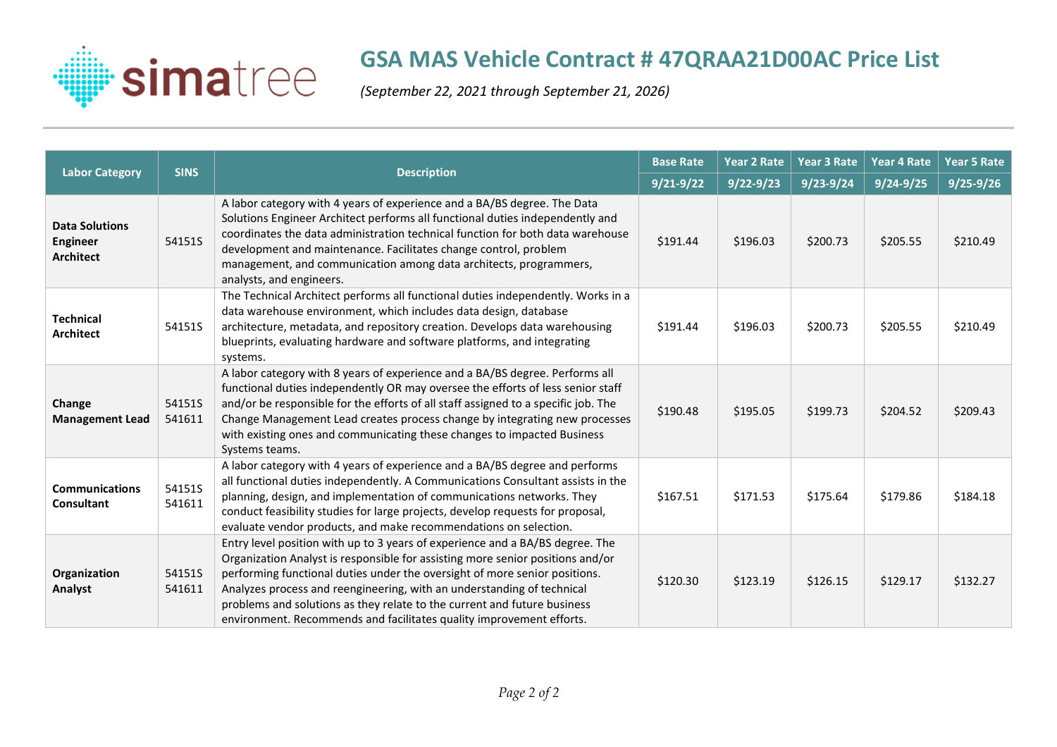# GSA MAS Vehicle Contract # 47QRAA21D00AC Price List

*(September 22, 2021 through September 21, 2026)*

| Labor Category | SINS | Description | Base Rate | Year 2 Rate | Year 3 Rate | Year 4 Rate | Year 5 Rate |
|---|---|---|---|---|---|---|---|
| | | | 9/21-9/22 | 9/22-9/23 | 9/23-9/24 | 9/24-9/25 | 9/25-9/26 |
| **Data Solutions Engineer Architect** | 54151S | A labor category with 4 years of experience and a BA/BS degree. The Data Solutions Engineer Architect performs all functional duties independently and coordinates the data administration technical function for both data warehouse development and maintenance. Facilitates change control, problem management, and communication among data architects, programmers, analysts, and engineers. | $191.44 | $196.03 | $200.73 | $205.55 | $210.49 |
| **Technical Architect** | 54151S | The Technical Architect performs all functional duties independently. Works in a data warehouse environment, which includes data design, database architecture, metadata, and repository creation. Develops data warehousing blueprints, evaluating hardware and software platforms, and integrating systems. | $191.44 | $196.03 | $200.73 | $205.55 | $210.49 |
| **Change Management Lead** | 54151S 541611 | A labor category with 8 years of experience and a BA/BS degree. Performs all functional duties independently OR may oversee the efforts of less senior staff and/or be responsible for the efforts of all staff assigned to a specific job. The Change Management Lead creates process change by integrating new processes with existing ones and communicating these changes to impacted Business Systems teams. | $190.48 | $195.05 | $199.73 | $204.52 | $209.43 |
| **Communications Consultant** | 54151S 541611 | A labor category with 4 years of experience and a BA/BS degree and performs all functional duties independently. A Communications Consultant assists in the planning, design, and implementation of communications networks. They conduct feasibility studies for large projects, develop requests for proposal, evaluate vendor products, and make recommendations on selection. | $167.51 | $171.53 | $175.64 | $179.86 | $184.18 |
| **Organization Analyst** | 54151S 541611 | Entry level position with up to 3 years of experience and a BA/BS degree. The Organization Analyst is responsible for assisting more senior positions and/or performing functional duties under the oversight of more senior positions. Analyzes process and reengineering, with an understanding of technical problems and solutions as they relate to the current and future business environment. Recommends and facilitates quality improvement efforts. | $120.30 | $123.19 | $126.15 | $129.17 | $132.27 |